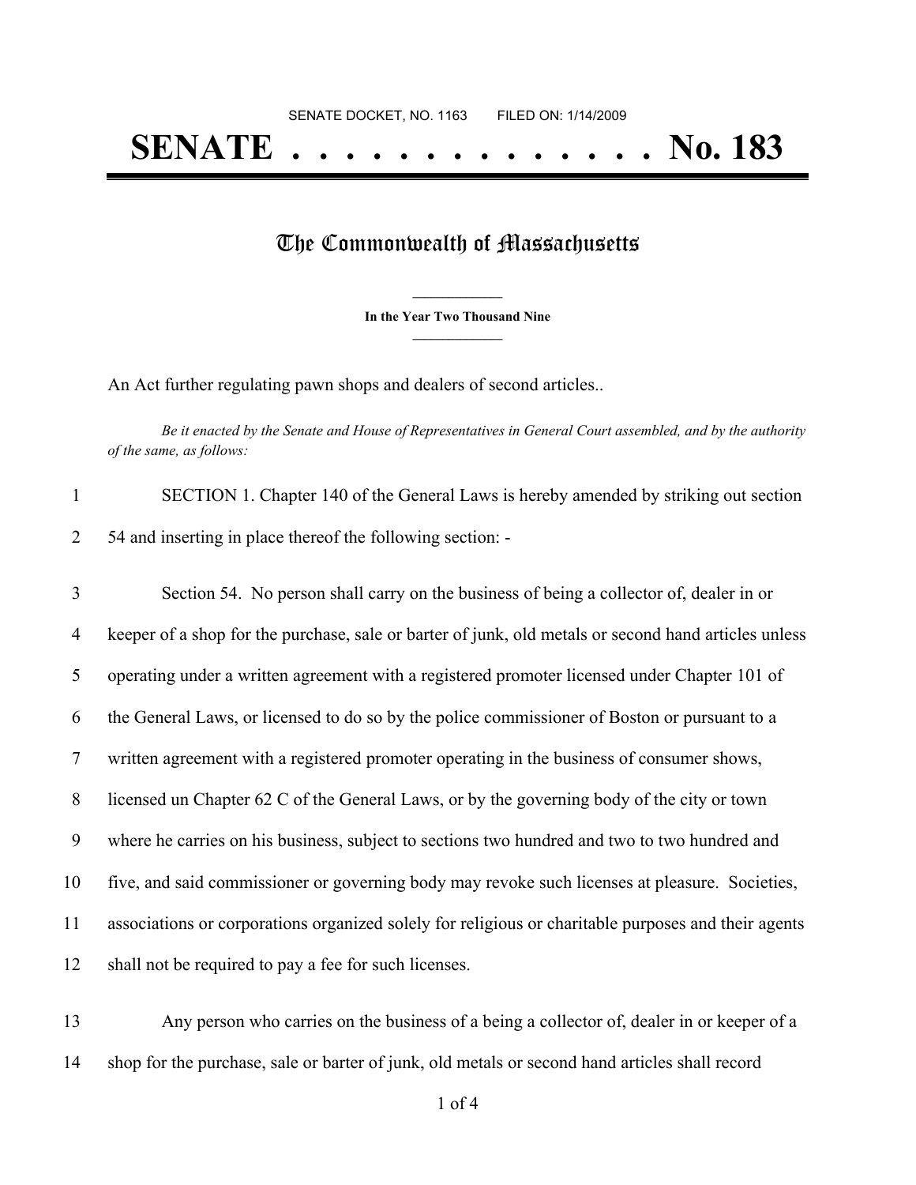SENATE DOCKET, NO. 1163        FILED ON: 1/14/2009

# SENATE . . . . . . . . . . . . . . No. 183

## The Commonwealth of Massachusetts

**In the Year Two Thousand Nine**

An Act further regulating pawn shops and dealers of second articles..

*Be it enacted by the Senate and House of Representatives in General Court assembled, and by the authority of the same, as follows:*

SECTION 1. Chapter 140 of the General Laws is hereby amended by striking out section 54 and inserting in place thereof the following section: -

Section 54. No person shall carry on the business of being a collector of, dealer in or keeper of a shop for the purchase, sale or barter of junk, old metals or second hand articles unless operating under a written agreement with a registered promoter licensed under Chapter 101 of the General Laws, or licensed to do so by the police commissioner of Boston or pursuant to a written agreement with a registered promoter operating in the business of consumer shows, licensed un Chapter 62 C of the General Laws, or by the governing body of the city or town where he carries on his business, subject to sections two hundred and two to two hundred and five, and said commissioner or governing body may revoke such licenses at pleasure. Societies, associations or corporations organized solely for religious or charitable purposes and their agents shall not be required to pay a fee for such licenses.

Any person who carries on the business of a being a collector of, dealer in or keeper of a shop for the purchase, sale or barter of junk, old metals or second hand articles shall record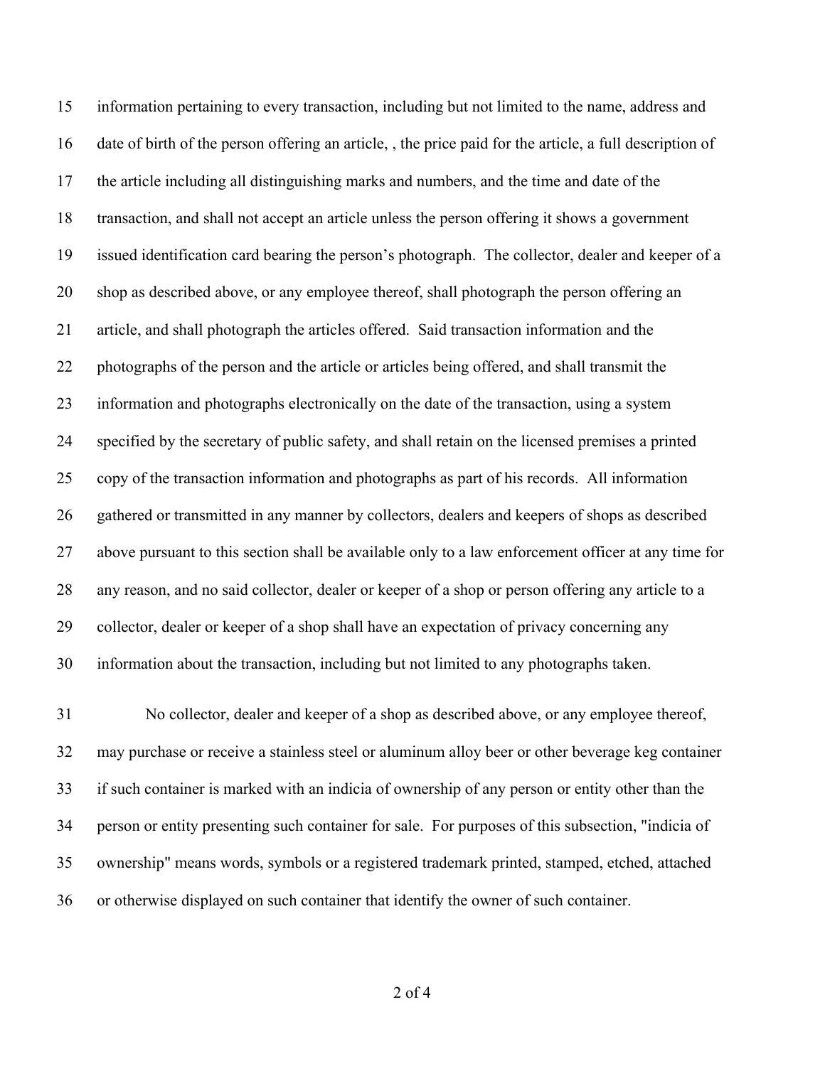information pertaining to every transaction, including but not limited to the name, address and date of birth of the person offering an article, , the price paid for the article, a full description of the article including all distinguishing marks and numbers, and the time and date of the transaction, and shall not accept an article unless the person offering it shows a government issued identification card bearing the person's photograph. The collector, dealer and keeper of a shop as described above, or any employee thereof, shall photograph the person offering an article, and shall photograph the articles offered. Said transaction information and the photographs of the person and the article or articles being offered, and shall transmit the information and photographs electronically on the date of the transaction, using a system specified by the secretary of public safety, and shall retain on the licensed premises a printed copy of the transaction information and photographs as part of his records. All information gathered or transmitted in any manner by collectors, dealers and keepers of shops as described above pursuant to this section shall be available only to a law enforcement officer at any time for any reason, and no said collector, dealer or keeper of a shop or person offering any article to a collector, dealer or keeper of a shop shall have an expectation of privacy concerning any information about the transaction, including but not limited to any photographs taken.

No collector, dealer and keeper of a shop as described above, or any employee thereof, may purchase or receive a stainless steel or aluminum alloy beer or other beverage keg container if such container is marked with an indicia of ownership of any person or entity other than the person or entity presenting such container for sale. For purposes of this subsection, "indicia of ownership" means words, symbols or a registered trademark printed, stamped, etched, attached or otherwise displayed on such container that identify the owner of such container.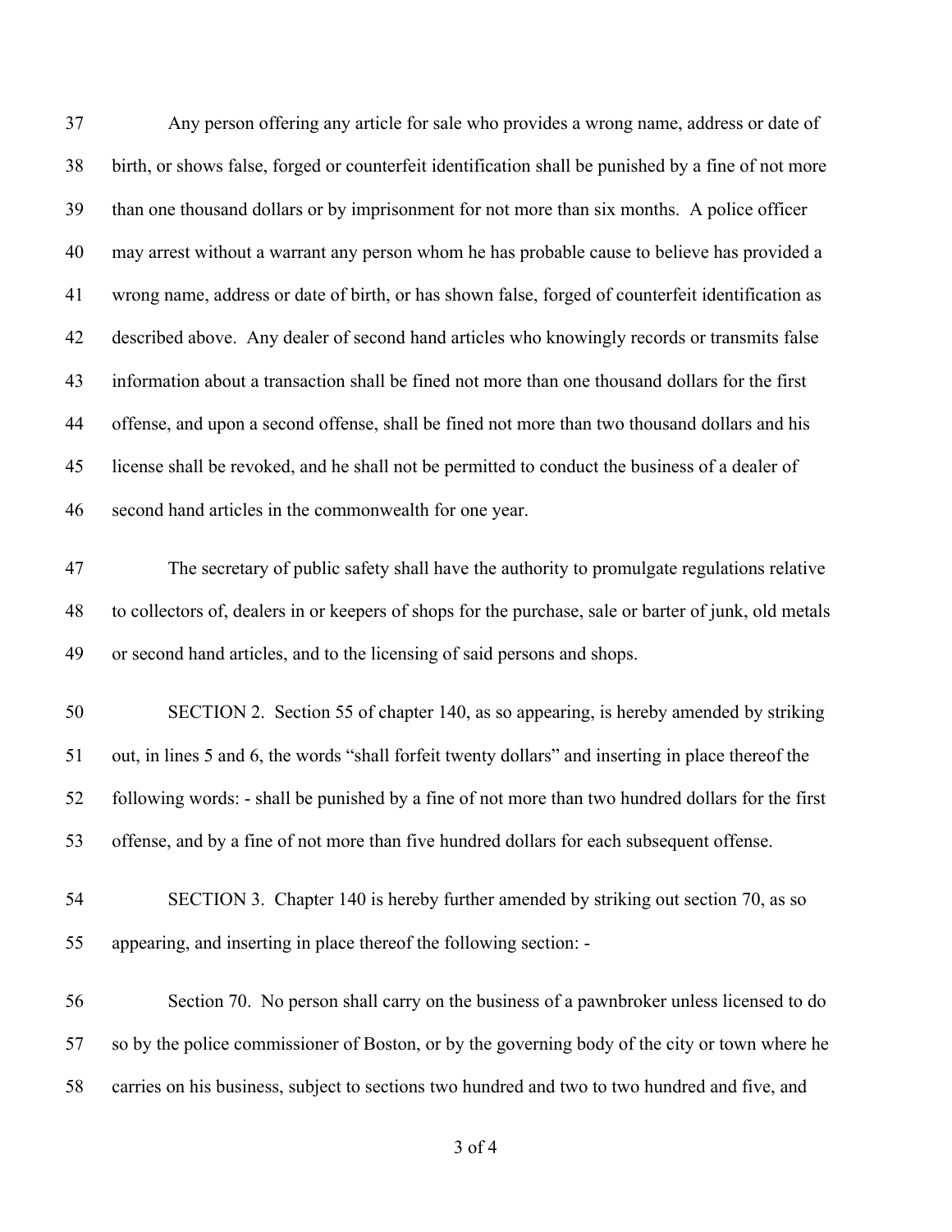Any person offering any article for sale who provides a wrong name, address or date of birth, or shows false, forged or counterfeit identification shall be punished by a fine of not more than one thousand dollars or by imprisonment for not more than six months. A police officer may arrest without a warrant any person whom he has probable cause to believe has provided a wrong name, address or date of birth, or has shown false, forged of counterfeit identification as described above. Any dealer of second hand articles who knowingly records or transmits false information about a transaction shall be fined not more than one thousand dollars for the first offense, and upon a second offense, shall be fined not more than two thousand dollars and his license shall be revoked, and he shall not be permitted to conduct the business of a dealer of second hand articles in the commonwealth for one year.

The secretary of public safety shall have the authority to promulgate regulations relative to collectors of, dealers in or keepers of shops for the purchase, sale or barter of junk, old metals or second hand articles, and to the licensing of said persons and shops.

SECTION 2. Section 55 of chapter 140, as so appearing, is hereby amended by striking out, in lines 5 and 6, the words "shall forfeit twenty dollars" and inserting in place thereof the following words: - shall be punished by a fine of not more than two hundred dollars for the first offense, and by a fine of not more than five hundred dollars for each subsequent offense.

SECTION 3. Chapter 140 is hereby further amended by striking out section 70, as so appearing, and inserting in place thereof the following section: -

Section 70. No person shall carry on the business of a pawnbroker unless licensed to do so by the police commissioner of Boston, or by the governing body of the city or town where he carries on his business, subject to sections two hundred and two to two hundred and five, and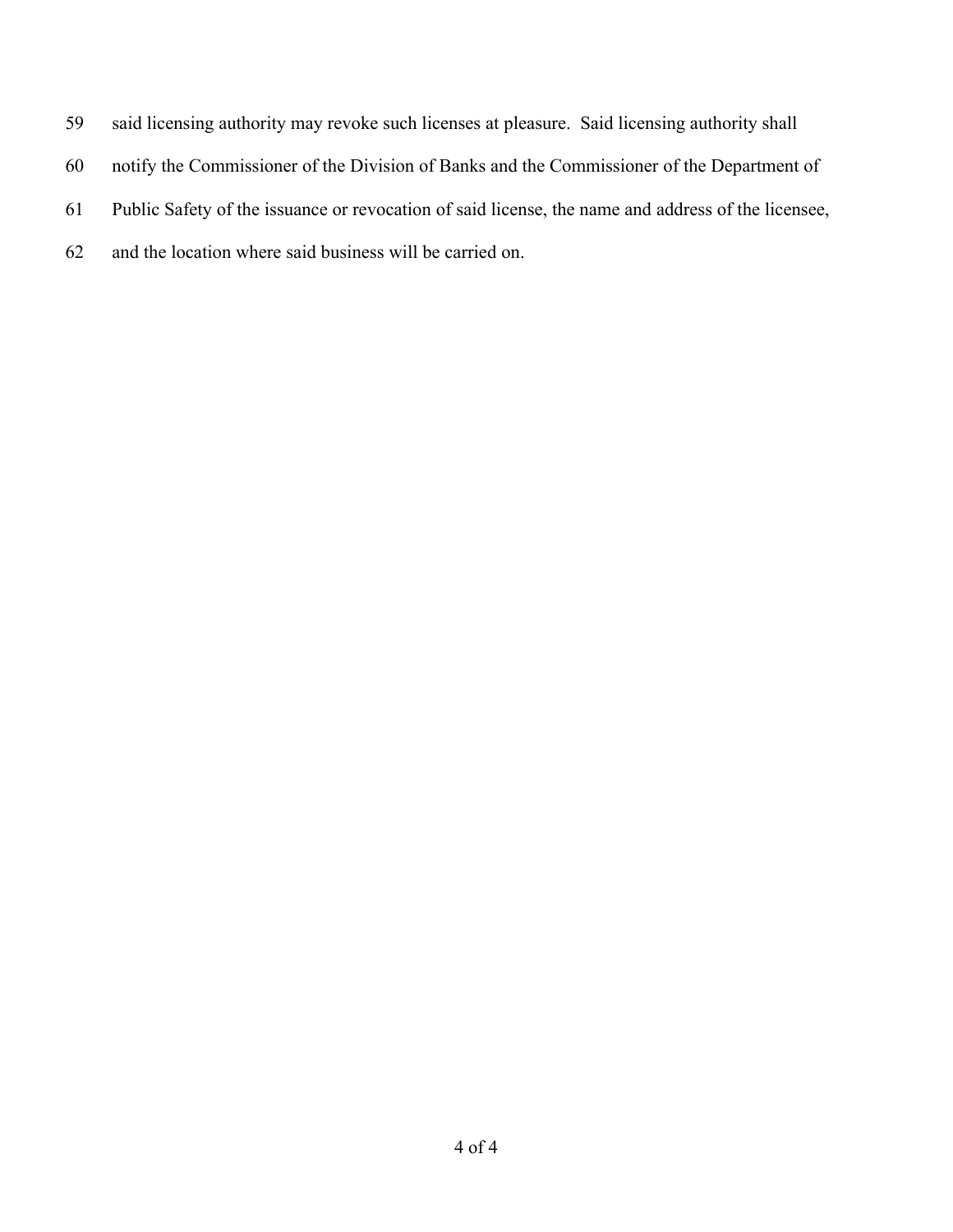59 said licensing authority may revoke such licenses at pleasure. Said licensing authority shall

60 notify the Commissioner of the Division of Banks and the Commissioner of the Department of

61 Public Safety of the issuance or revocation of said license, the name and address of the licensee,

62 and the location where said business will be carried on.